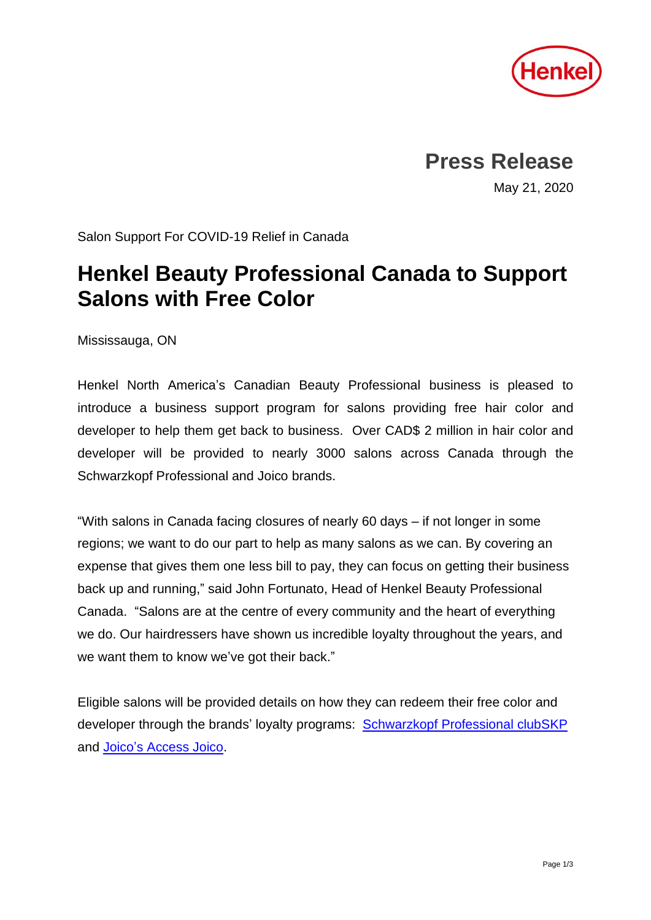Henkel

# Press Release

May 21, 2020

Salon Support For COVID-19 Relief in Canada

## Henkel Beauty Professional Canada to Support Salons with Free Color

Mississauga, ON

Henkel North America's Canadian Beauty Professional business is pleased to introduce a business support program for salons providing free hair color and developer to help them get back to business. Over CAD$ 2 million in hair color and developer will be provided to nearly 3000 salons across Canada through the Schwarzkopf Professional and Joico brands.

"With salons in Canada facing closures of nearly 60 days – if not longer in some regions; we want to do our part to help as many salons as we can. By covering an expense that gives them one less bill to pay, they can focus on getting their business back up and running," said John Fortunato, Head of Henkel Beauty Professional Canada. "Salons are at the centre of every community and the heart of everything we do. Our hairdressers have shown us incredible loyalty throughout the years, and we want them to know we've got their back."

Eligible salons will be provided details on how they can redeem their free color and developer through the brands' loyalty programs: Schwarzkopf Professional clubSKP and Joico's Access Joico.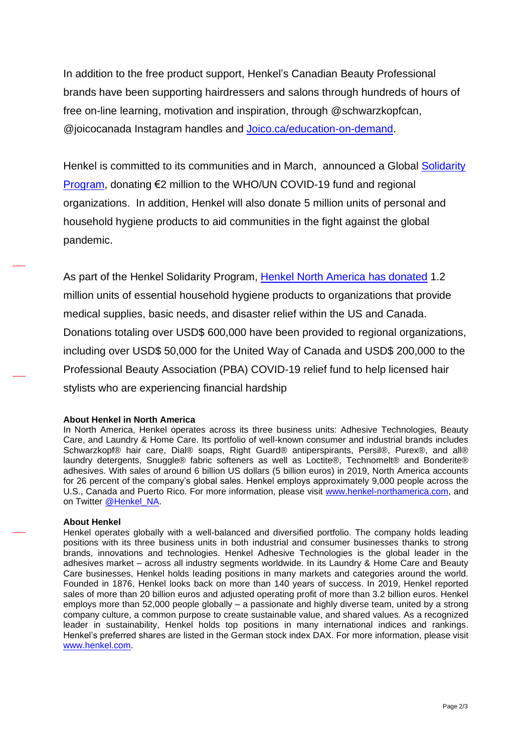In addition to the free product support, Henkel's Canadian Beauty Professional brands have been supporting hairdressers and salons through hundreds of hours of free on-line learning, motivation and inspiration, through @schwarzkopfcan, @joicocanada Instagram handles and [Joico.ca/education-on-demand](Joico.ca/education-on-demand).

Henkel is committed to its communities and in March, announced a Global [Solidarity Program](), donating €2 million to the WHO/UN COVID-19 fund and regional organizations. In addition, Henkel will also donate 5 million units of personal and household hygiene products to aid communities in the fight against the global pandemic.

As part of the Henkel Solidarity Program, [Henkel North America has donated]() 1.2 million units of essential household hygiene products to organizations that provide medical supplies, basic needs, and disaster relief within the US and Canada. Donations totaling over USD$ 600,000 have been provided to regional organizations, including over USD$ 50,000 for the United Way of Canada and USD$ 200,000 to the Professional Beauty Association (PBA) COVID-19 relief fund to help licensed hair stylists who are experiencing financial hardship

**About Henkel in North America**

In North America, Henkel operates across its three business units: Adhesive Technologies, Beauty Care, and Laundry & Home Care. Its portfolio of well-known consumer and industrial brands includes Schwarzkopf® hair care, Dial® soaps, Right Guard® antiperspirants, Persil®, Purex®, and all® laundry detergents, Snuggle® fabric softeners as well as Loctite®, Technomelt® and Bonderite® adhesives. With sales of around 6 billion US dollars (5 billion euros) in 2019, North America accounts for 26 percent of the company's global sales. Henkel employs approximately 9,000 people across the U.S., Canada and Puerto Rico. For more information, please visit [www.henkel-northamerica.com](www.henkel-northamerica.com), and on Twitter [@Henkel_NA]().

**About Henkel**

Henkel operates globally with a well-balanced and diversified portfolio. The company holds leading positions with its three business units in both industrial and consumer businesses thanks to strong brands, innovations and technologies. Henkel Adhesive Technologies is the global leader in the adhesives market – across all industry segments worldwide. In its Laundry & Home Care and Beauty Care businesses, Henkel holds leading positions in many markets and categories around the world. Founded in 1876, Henkel looks back on more than 140 years of success. In 2019, Henkel reported sales of more than 20 billion euros and adjusted operating profit of more than 3.2 billion euros. Henkel employs more than 52,000 people globally – a passionate and highly diverse team, united by a strong company culture, a common purpose to create sustainable value, and shared values. As a recognized leader in sustainability, Henkel holds top positions in many international indices and rankings. Henkel's preferred shares are listed in the German stock index DAX. For more information, please visit [www.henkel.com](www.henkel.com).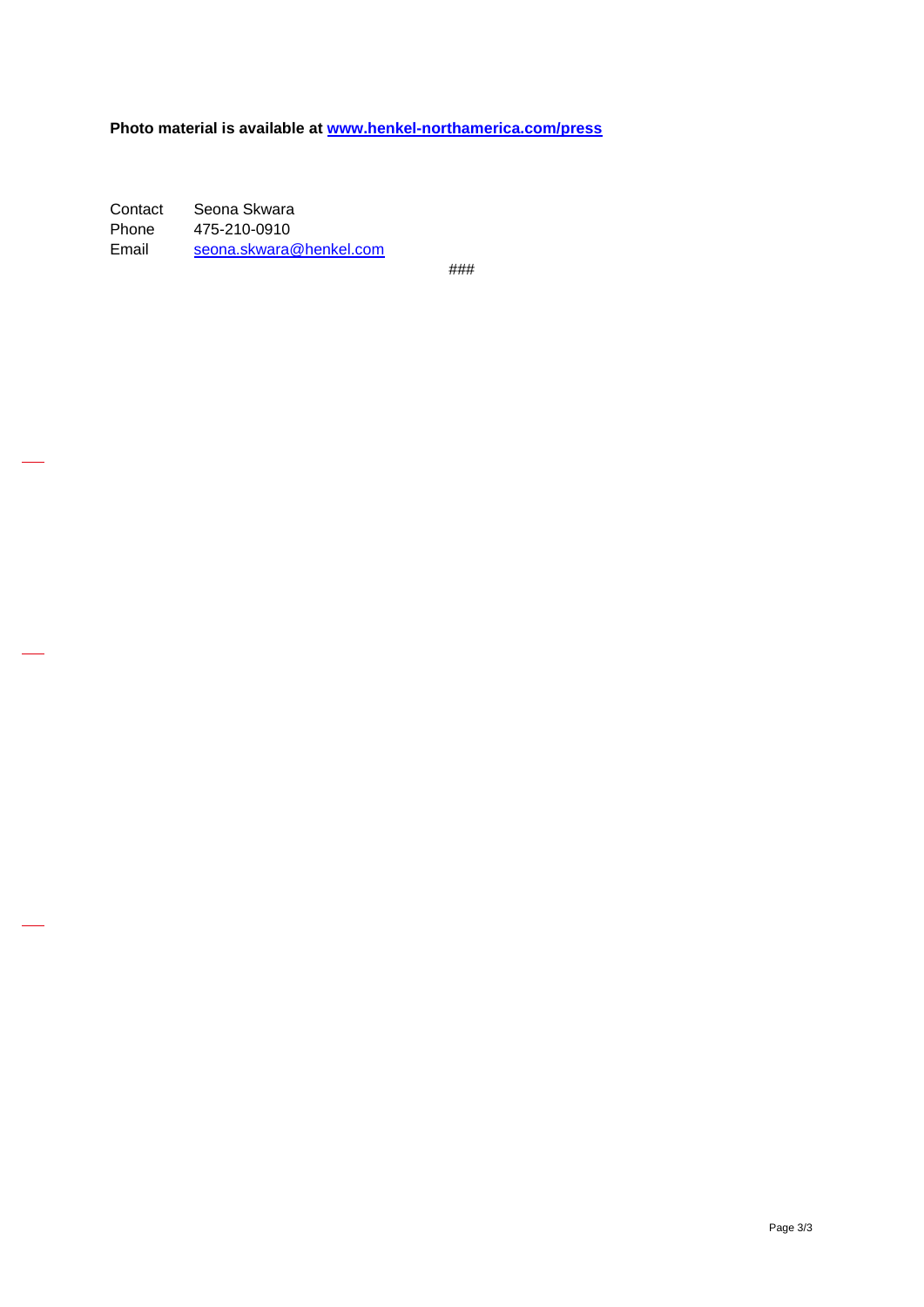**Photo material is available at www.henkel-northamerica.com/press**

| | |
|---|---|
| Contact | Seona Skwara |
| Phone | 475-210-0910 |
| Email | seona.skwara@henkel.com |

###